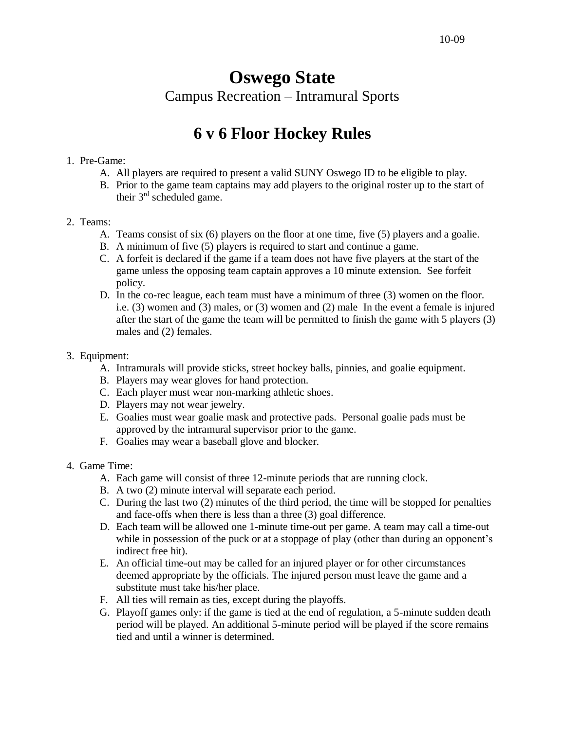# Oswego State

Campus Recreation – Intramural Sports

## 6 v 6 Floor Hockey Rules

1. Pre-Game:
   - A. All players are required to present a valid SUNY Oswego ID to be eligible to play.
   - B. Prior to the game team captains may add players to the original roster up to the start of their 3rd scheduled game.

2. Teams:
   - A. Teams consist of six (6) players on the floor at one time, five (5) players and a goalie.
   - B. A minimum of five (5) players is required to start and continue a game.
   - C. A forfeit is declared if the game if a team does not have five players at the start of the game unless the opposing team captain approves a 10 minute extension. See forfeit policy.
   - D. In the co-rec league, each team must have a minimum of three (3) women on the floor. i.e. (3) women and (3) males, or (3) women and (2) male In the event a female is injured after the start of the game the team will be permitted to finish the game with 5 players (3) males and (2) females.

3. Equipment:
   - A. Intramurals will provide sticks, street hockey balls, pinnies, and goalie equipment.
   - B. Players may wear gloves for hand protection.
   - C. Each player must wear non-marking athletic shoes.
   - D. Players may not wear jewelry.
   - E. Goalies must wear goalie mask and protective pads. Personal goalie pads must be approved by the intramural supervisor prior to the game.
   - F. Goalies may wear a baseball glove and blocker.

4. Game Time:
   - A. Each game will consist of three 12-minute periods that are running clock.
   - B. A two (2) minute interval will separate each period.
   - C. During the last two (2) minutes of the third period, the time will be stopped for penalties and face-offs when there is less than a three (3) goal difference.
   - D. Each team will be allowed one 1-minute time-out per game. A team may call a time-out while in possession of the puck or at a stoppage of play (other than during an opponent's indirect free hit).
   - E. An official time-out may be called for an injured player or for other circumstances deemed appropriate by the officials. The injured person must leave the game and a substitute must take his/her place.
   - F. All ties will remain as ties, except during the playoffs.
   - G. Playoff games only: if the game is tied at the end of regulation, a 5-minute sudden death period will be played. An additional 5-minute period will be played if the score remains tied and until a winner is determined.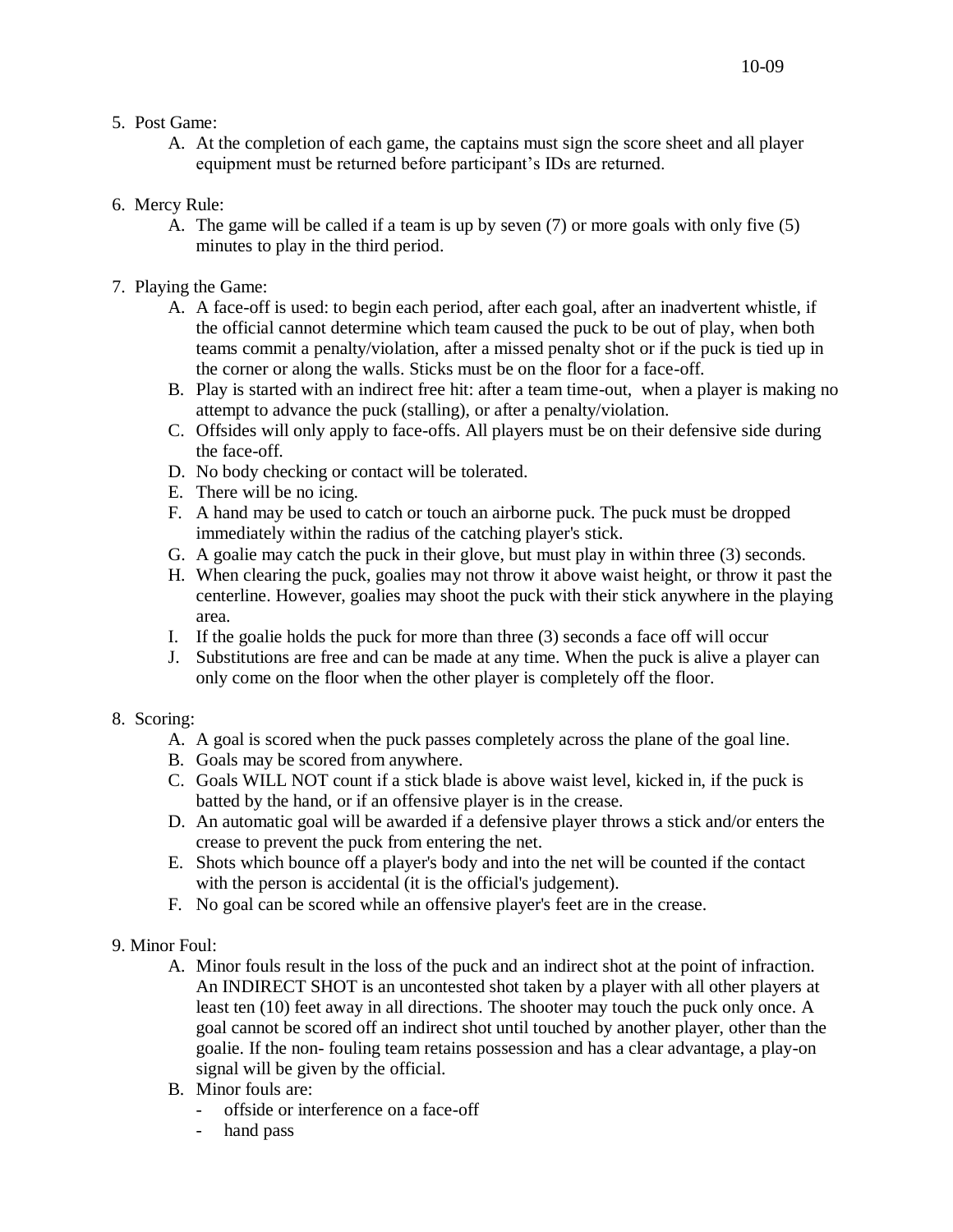5. Post Game:
    A. At the completion of each game, the captains must sign the score sheet and all player equipment must be returned before participant's IDs are returned.

6. Mercy Rule:
    A. The game will be called if a team is up by seven (7) or more goals with only five (5) minutes to play in the third period.

7. Playing the Game:
    A. A face-off is used: to begin each period, after each goal, after an inadvertent whistle, if the official cannot determine which team caused the puck to be out of play, when both teams commit a penalty/violation, after a missed penalty shot or if the puck is tied up in the corner or along the walls. Sticks must be on the floor for a face-off.
    B. Play is started with an indirect free hit: after a team time-out, when a player is making no attempt to advance the puck (stalling), or after a penalty/violation.
    C. Offsides will only apply to face-offs. All players must be on their defensive side during the face-off.
    D. No body checking or contact will be tolerated.
    E. There will be no icing.
    F. A hand may be used to catch or touch an airborne puck. The puck must be dropped immediately within the radius of the catching player's stick.
    G. A goalie may catch the puck in their glove, but must play in within three (3) seconds.
    H. When clearing the puck, goalies may not throw it above waist height, or throw it past the centerline. However, goalies may shoot the puck with their stick anywhere in the playing area.
    I. If the goalie holds the puck for more than three (3) seconds a face off will occur
    J. Substitutions are free and can be made at any time. When the puck is alive a player can only come on the floor when the other player is completely off the floor.

8. Scoring:
    A. A goal is scored when the puck passes completely across the plane of the goal line.
    B. Goals may be scored from anywhere.
    C. Goals WILL NOT count if a stick blade is above waist level, kicked in, if the puck is batted by the hand, or if an offensive player is in the crease.
    D. An automatic goal will be awarded if a defensive player throws a stick and/or enters the crease to prevent the puck from entering the net.
    E. Shots which bounce off a player's body and into the net will be counted if the contact with the person is accidental (it is the official's judgement).
    F. No goal can be scored while an offensive player's feet are in the crease.

9. Minor Foul:
    A. Minor fouls result in the loss of the puck and an indirect shot at the point of infraction. An INDIRECT SHOT is an uncontested shot taken by a player with all other players at least ten (10) feet away in all directions. The shooter may touch the puck only once. A goal cannot be scored off an indirect shot until touched by another player, other than the goalie. If the non- fouling team retains possession and has a clear advantage, a play-on signal will be given by the official.
    B. Minor fouls are:
        - offside or interference on a face-off
        - hand pass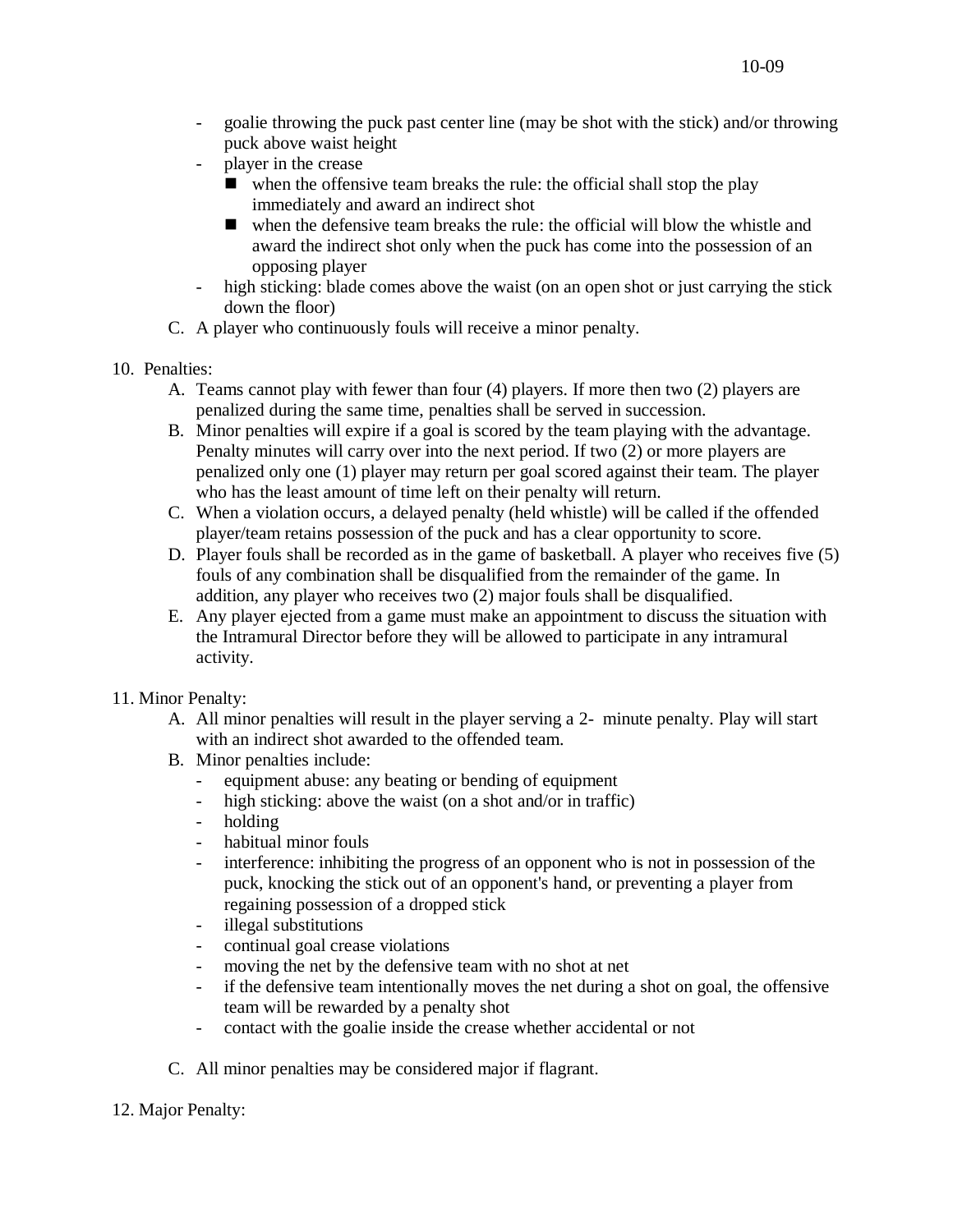- goalie throwing the puck past center line (may be shot with the stick) and/or throwing puck above waist height
- player in the crease
  - when the offensive team breaks the rule: the official shall stop the play immediately and award an indirect shot
  - when the defensive team breaks the rule: the official will blow the whistle and award the indirect shot only when the puck has come into the possession of an opposing player
- high sticking: blade comes above the waist (on an open shot or just carrying the stick down the floor)

C. A player who continuously fouls will receive a minor penalty.

10. Penalties:

   A. Teams cannot play with fewer than four (4) players. If more then two (2) players are penalized during the same time, penalties shall be served in succession.

   B. Minor penalties will expire if a goal is scored by the team playing with the advantage. Penalty minutes will carry over into the next period. If two (2) or more players are penalized only one (1) player may return per goal scored against their team. The player who has the least amount of time left on their penalty will return.

   C. When a violation occurs, a delayed penalty (held whistle) will be called if the offended player/team retains possession of the puck and has a clear opportunity to score.

   D. Player fouls shall be recorded as in the game of basketball. A player who receives five (5) fouls of any combination shall be disqualified from the remainder of the game. In addition, any player who receives two (2) major fouls shall be disqualified.

   E. Any player ejected from a game must make an appointment to discuss the situation with the Intramural Director before they will be allowed to participate in any intramural activity.

11. Minor Penalty:

   A. All minor penalties will result in the player serving a 2- minute penalty. Play will start with an indirect shot awarded to the offended team.

   B. Minor penalties include:
      - equipment abuse: any beating or bending of equipment
      - high sticking: above the waist (on a shot and/or in traffic)
      - holding
      - habitual minor fouls
      - interference: inhibiting the progress of an opponent who is not in possession of the puck, knocking the stick out of an opponent's hand, or preventing a player from regaining possession of a dropped stick
      - illegal substitutions
      - continual goal crease violations
      - moving the net by the defensive team with no shot at net
      - if the defensive team intentionally moves the net during a shot on goal, the offensive team will be rewarded by a penalty shot
      - contact with the goalie inside the crease whether accidental or not

   C. All minor penalties may be considered major if flagrant.

12. Major Penalty: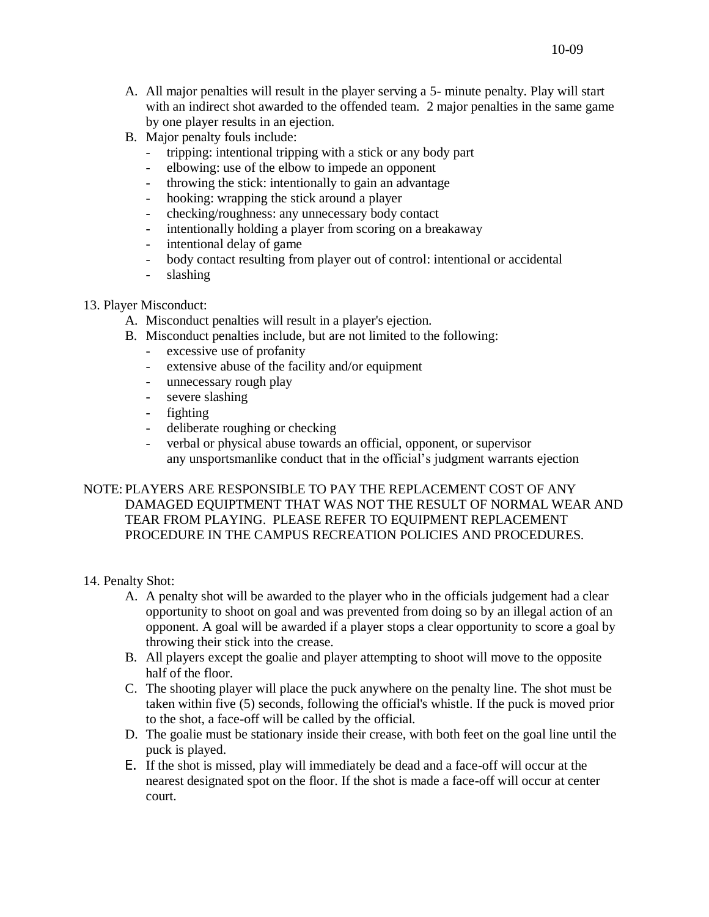A. All major penalties will result in the player serving a 5- minute penalty. Play will start with an indirect shot awarded to the offended team. 2 major penalties in the same game by one player results in an ejection.

B. Major penalty fouls include:
   - tripping: intentional tripping with a stick or any body part
   - elbowing: use of the elbow to impede an opponent
   - throwing the stick: intentionally to gain an advantage
   - hooking: wrapping the stick around a player
   - checking/roughness: any unnecessary body contact
   - intentionally holding a player from scoring on a breakaway
   - intentional delay of game
   - body contact resulting from player out of control: intentional or accidental
   - slashing

13. Player Misconduct:

A. Misconduct penalties will result in a player's ejection.

B. Misconduct penalties include, but are not limited to the following:
   - excessive use of profanity
   - extensive abuse of the facility and/or equipment
   - unnecessary rough play
   - severe slashing
   - fighting
   - deliberate roughing or checking
   - verbal or physical abuse towards an official, opponent, or supervisor
     any unsportsmanlike conduct that in the official's judgment warrants ejection

NOTE: PLAYERS ARE RESPONSIBLE TO PAY THE REPLACEMENT COST OF ANY DAMAGED EQUIPTMENT THAT WAS NOT THE RESULT OF NORMAL WEAR AND TEAR FROM PLAYING. PLEASE REFER TO EQUIPMENT REPLACEMENT PROCEDURE IN THE CAMPUS RECREATION POLICIES AND PROCEDURES.

14. Penalty Shot:

A. A penalty shot will be awarded to the player who in the officials judgement had a clear opportunity to shoot on goal and was prevented from doing so by an illegal action of an opponent. A goal will be awarded if a player stops a clear opportunity to score a goal by throwing their stick into the crease.

B. All players except the goalie and player attempting to shoot will move to the opposite half of the floor.

C. The shooting player will place the puck anywhere on the penalty line. The shot must be taken within five (5) seconds, following the official's whistle. If the puck is moved prior to the shot, a face-off will be called by the official.

D. The goalie must be stationary inside their crease, with both feet on the goal line until the puck is played.

E. If the shot is missed, play will immediately be dead and a face-off will occur at the nearest designated spot on the floor. If the shot is made a face-off will occur at center court.